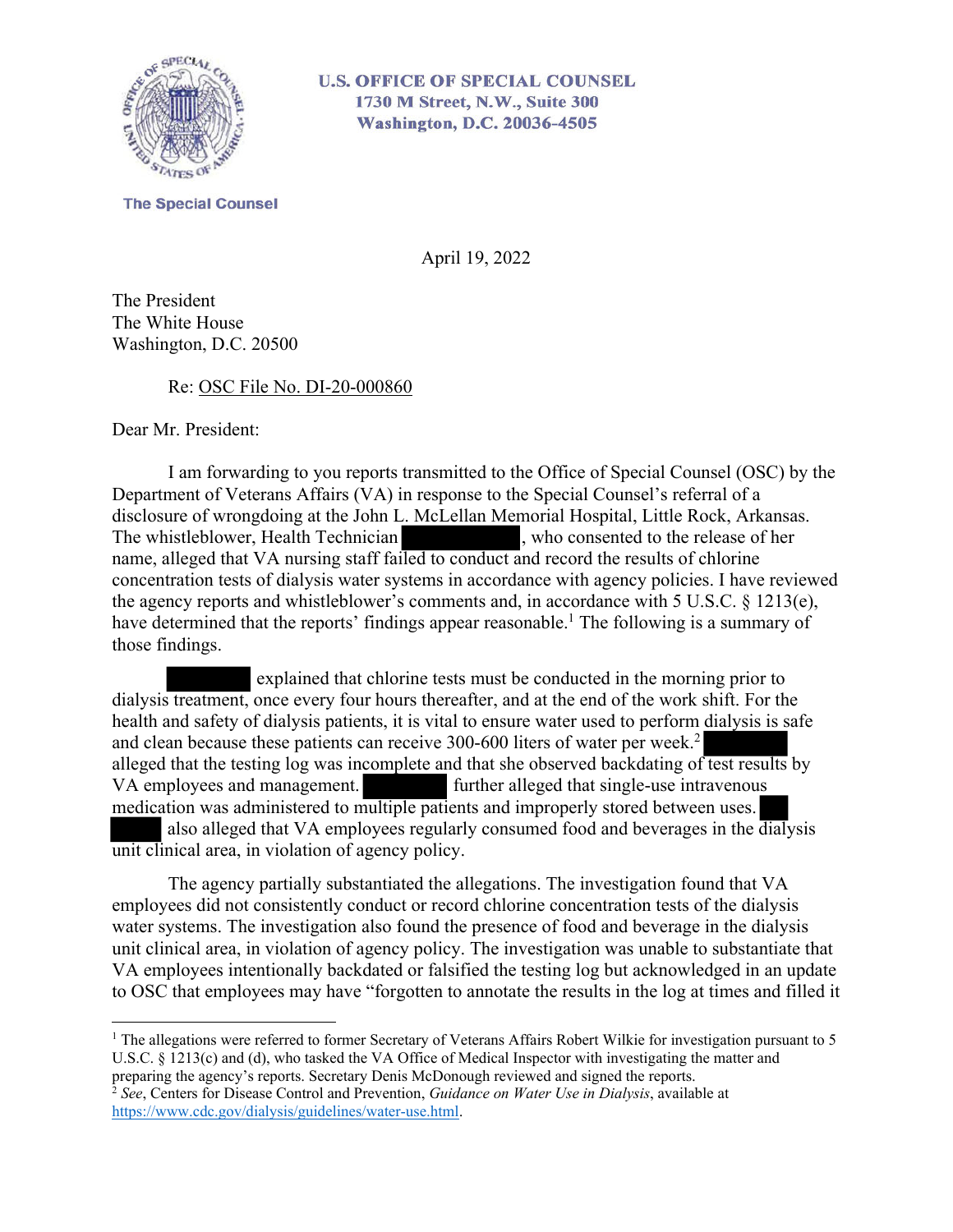**U.S. OFFICE OF SPECIAL COUNSEL**
**1730 M Street, N.W., Suite 300**
**Washington, D.C. 20036-4505**

**The Special Counsel**

April 19, 2022

The President
The White House
Washington, D.C. 20500

Re: OSC File No. DI-20-000860

Dear Mr. President:

I am forwarding to you reports transmitted to the Office of Special Counsel (OSC) by the Department of Veterans Affairs (VA) in response to the Special Counsel's referral of a disclosure of wrongdoing at the John L. McLellan Memorial Hospital, Little Rock, Arkansas. The whistleblower, Health Technician ████████, who consented to the release of her name, alleged that VA nursing staff failed to conduct and record the results of chlorine concentration tests of dialysis water systems in accordance with agency policies. I have reviewed the agency reports and whistleblower's comments and, in accordance with 5 U.S.C. § 1213(e), have determined that the reports' findings appear reasonable.[1] The following is a summary of those findings.

████████ explained that chlorine tests must be conducted in the morning prior to dialysis treatment, once every four hours thereafter, and at the end of the work shift. For the health and safety of dialysis patients, it is vital to ensure water used to perform dialysis is safe and clean because these patients can receive 300-600 liters of water per week.[2] ████████ alleged that the testing log was incomplete and that she observed backdating of test results by VA employees and management. ████████ further alleged that single-use intravenous medication was administered to multiple patients and improperly stored between uses. ████████ also alleged that VA employees regularly consumed food and beverages in the dialysis unit clinical area, in violation of agency policy.

The agency partially substantiated the allegations. The investigation found that VA employees did not consistently conduct or record chlorine concentration tests of the dialysis water systems. The investigation also found the presence of food and beverage in the dialysis unit clinical area, in violation of agency policy. The investigation was unable to substantiate that VA employees intentionally backdated or falsified the testing log but acknowledged in an update to OSC that employees may have "forgotten to annotate the results in the log at times and filled it

---

[1] The allegations were referred to former Secretary of Veterans Affairs Robert Wilkie for investigation pursuant to 5 U.S.C. § 1213(c) and (d), who tasked the VA Office of Medical Inspector with investigating the matter and preparing the agency's reports. Secretary Denis McDonough reviewed and signed the reports.

[2] *See*, Centers for Disease Control and Prevention, *Guidance on Water Use in Dialysis*, available at https://www.cdc.gov/dialysis/guidelines/water-use.html.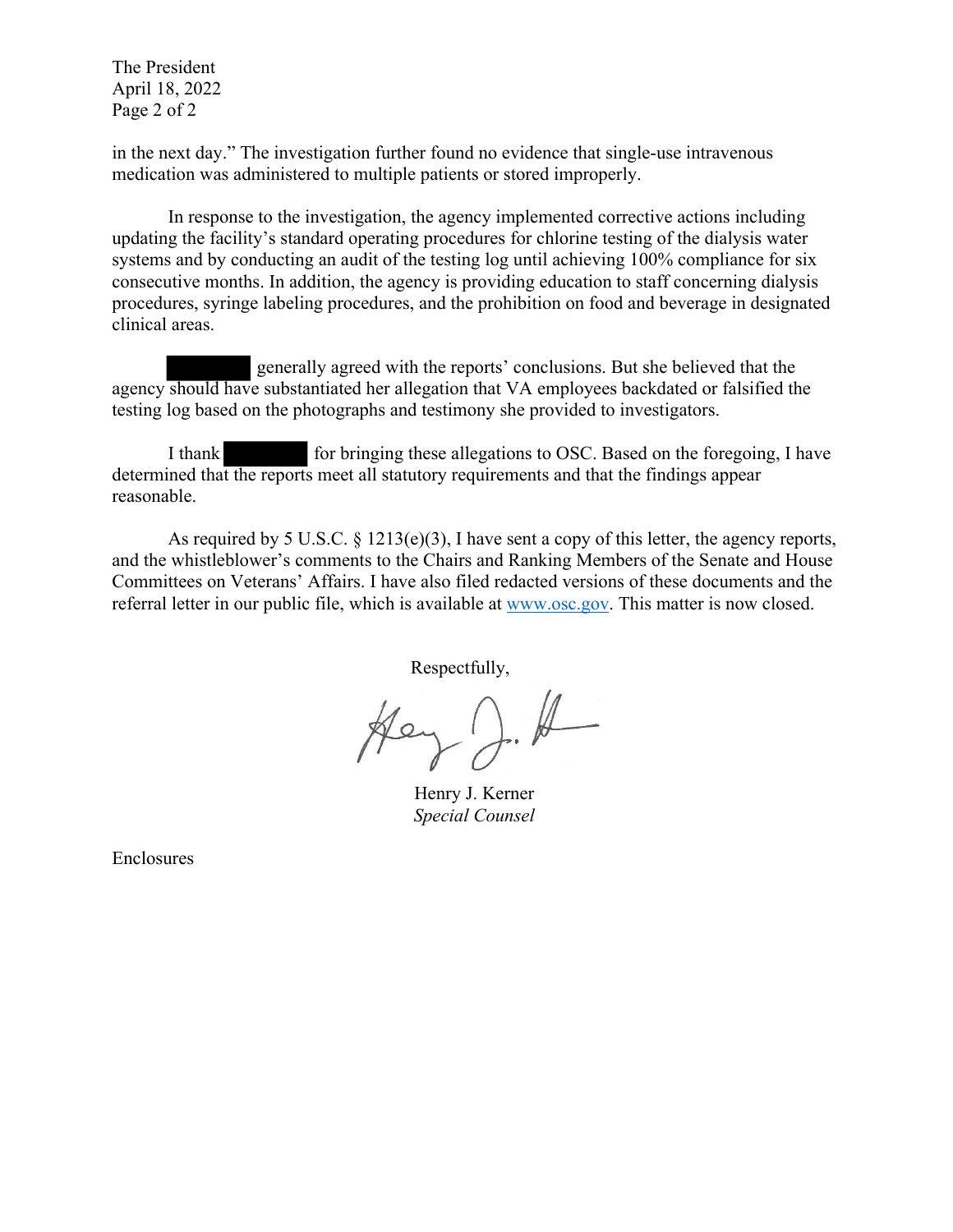in the next day." The investigation further found no evidence that single-use intravenous medication was administered to multiple patients or stored improperly.

In response to the investigation, the agency implemented corrective actions including updating the facility's standard operating procedures for chlorine testing of the dialysis water systems and by conducting an audit of the testing log until achieving 100% compliance for six consecutive months. In addition, the agency is providing education to staff concerning dialysis procedures, syringe labeling procedures, and the prohibition on food and beverage in designated clinical areas.

[REDACTED] generally agreed with the reports' conclusions. But she believed that the agency should have substantiated her allegation that VA employees backdated or falsified the testing log based on the photographs and testimony she provided to investigators.

I thank [REDACTED] for bringing these allegations to OSC. Based on the foregoing, I have determined that the reports meet all statutory requirements and that the findings appear reasonable.

As required by 5 U.S.C. § 1213(e)(3), I have sent a copy of this letter, the agency reports, and the whistleblower's comments to the Chairs and Ranking Members of the Senate and House Committees on Veterans' Affairs. I have also filed redacted versions of these documents and the referral letter in our public file, which is available at www.osc.gov. This matter is now closed.

Respectfully,

Henry J. Kerner
*Special Counsel*

Enclosures